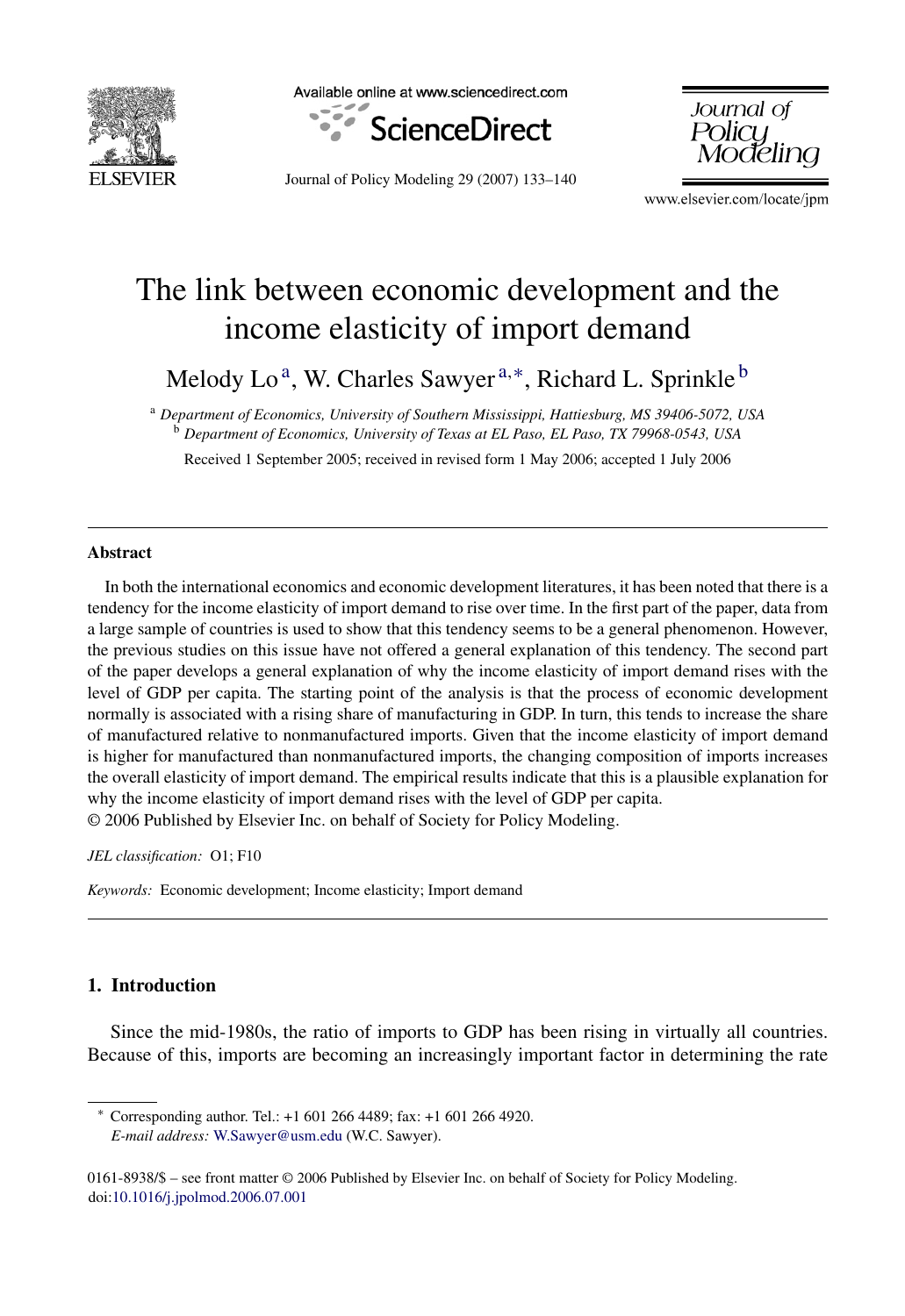# The link between economic development and the income elasticity of import demand

Melody Lo[a], W. Charles Sawyer[a,*], Richard L. Sprinkle[b]

[a] *Department of Economics, University of Southern Mississippi, Hattiesburg, MS 39406-5072, USA*
[b] *Department of Economics, University of Texas at EL Paso, EL Paso, TX 79968-0543, USA*

Received 1 September 2005; received in revised form 1 May 2006; accepted 1 July 2006

## Abstract

In both the international economics and economic development literatures, it has been noted that there is a tendency for the income elasticity of import demand to rise over time. In the first part of the paper, data from a large sample of countries is used to show that this tendency seems to be a general phenomenon. However, the previous studies on this issue have not offered a general explanation of this tendency. The second part of the paper develops a general explanation of why the income elasticity of import demand rises with the level of GDP per capita. The starting point of the analysis is that the process of economic development normally is associated with a rising share of manufacturing in GDP. In turn, this tends to increase the share of manufactured relative to nonmanufactured imports. Given that the income elasticity of import demand is higher for manufactured than nonmanufactured imports, the changing composition of imports increases the overall elasticity of import demand. The empirical results indicate that this is a plausible explanation for why the income elasticity of import demand rises with the level of GDP per capita.
© 2006 Published by Elsevier Inc. on behalf of Society for Policy Modeling.

*JEL classification:* O1; F10

*Keywords:* Economic development; Income elasticity; Import demand

## 1. Introduction

Since the mid-1980s, the ratio of imports to GDP has been rising in virtually all countries. Because of this, imports are becoming an increasingly important factor in determining the rate

---

* Corresponding author. Tel.: +1 601 266 4489; fax: +1 601 266 4920.
*E-mail address:* W.Sawyer@usm.edu (W.C. Sawyer).

0161-8938/$ – see front matter © 2006 Published by Elsevier Inc. on behalf of Society for Policy Modeling.
doi:10.1016/j.jpolmod.2006.07.001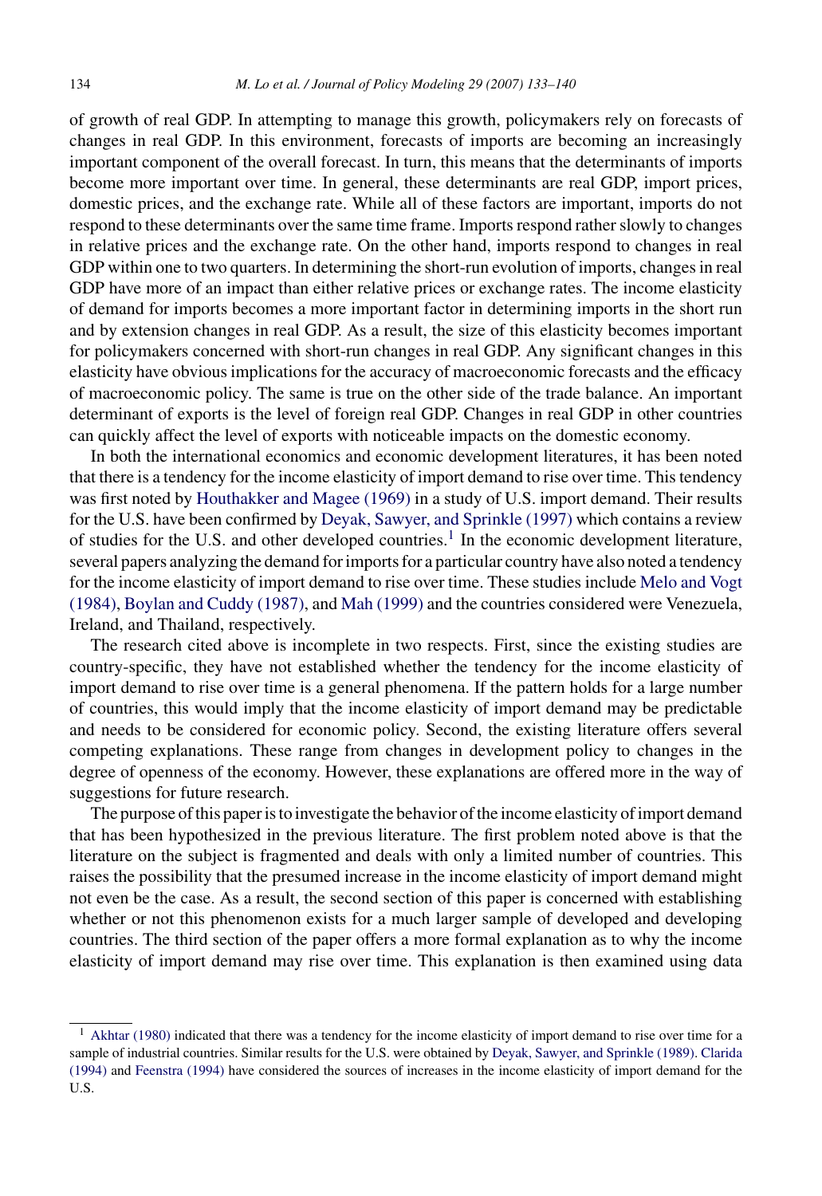of growth of real GDP. In attempting to manage this growth, policymakers rely on forecasts of changes in real GDP. In this environment, forecasts of imports are becoming an increasingly important component of the overall forecast. In turn, this means that the determinants of imports become more important over time. In general, these determinants are real GDP, import prices, domestic prices, and the exchange rate. While all of these factors are important, imports do not respond to these determinants over the same time frame. Imports respond rather slowly to changes in relative prices and the exchange rate. On the other hand, imports respond to changes in real GDP within one to two quarters. In determining the short-run evolution of imports, changes in real GDP have more of an impact than either relative prices or exchange rates. The income elasticity of demand for imports becomes a more important factor in determining imports in the short run and by extension changes in real GDP. As a result, the size of this elasticity becomes important for policymakers concerned with short-run changes in real GDP. Any significant changes in this elasticity have obvious implications for the accuracy of macroeconomic forecasts and the efficacy of macroeconomic policy. The same is true on the other side of the trade balance. An important determinant of exports is the level of foreign real GDP. Changes in real GDP in other countries can quickly affect the level of exports with noticeable impacts on the domestic economy.

In both the international economics and economic development literatures, it has been noted that there is a tendency for the income elasticity of import demand to rise over time. This tendency was first noted by Houthakker and Magee (1969) in a study of U.S. import demand. Their results for the U.S. have been confirmed by Deyak, Sawyer, and Sprinkle (1997) which contains a review of studies for the U.S. and other developed countries.[1] In the economic development literature, several papers analyzing the demand for imports for a particular country have also noted a tendency for the income elasticity of import demand to rise over time. These studies include Melo and Vogt (1984), Boylan and Cuddy (1987), and Mah (1999) and the countries considered were Venezuela, Ireland, and Thailand, respectively.

The research cited above is incomplete in two respects. First, since the existing studies are country-specific, they have not established whether the tendency for the income elasticity of import demand to rise over time is a general phenomena. If the pattern holds for a large number of countries, this would imply that the income elasticity of import demand may be predictable and needs to be considered for economic policy. Second, the existing literature offers several competing explanations. These range from changes in development policy to changes in the degree of openness of the economy. However, these explanations are offered more in the way of suggestions for future research.

The purpose of this paper is to investigate the behavior of the income elasticity of import demand that has been hypothesized in the previous literature. The first problem noted above is that the literature on the subject is fragmented and deals with only a limited number of countries. This raises the possibility that the presumed increase in the income elasticity of import demand might not even be the case. As a result, the second section of this paper is concerned with establishing whether or not this phenomenon exists for a much larger sample of developed and developing countries. The third section of the paper offers a more formal explanation as to why the income elasticity of import demand may rise over time. This explanation is then examined using data

[1] Akhtar (1980) indicated that there was a tendency for the income elasticity of import demand to rise over time for a sample of industrial countries. Similar results for the U.S. were obtained by Deyak, Sawyer, and Sprinkle (1989). Clarida (1994) and Feenstra (1994) have considered the sources of increases in the income elasticity of import demand for the U.S.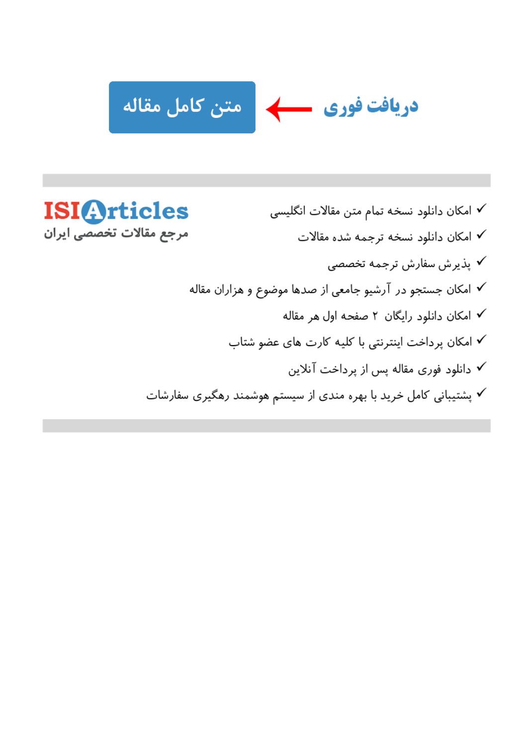دریافت فوری ← متن کامل مقاله

ISIArticles

مرجع مقالات تخصصی ایران

- ✓ امکان دانلود نسخه تمام متن مقالات انگلیسی
- ✓ امکان دانلود نسخه ترجمه شده مقالات
- ✓ پذیرش سفارش ترجمه تخصصی
- ✓ امکان جستجو در آرشیو جامعی از صدها موضوع و هزاران مقاله
- ✓ امکان دانلود رایگان ۲ صفحه اول هر مقاله
- ✓ امکان پرداخت اینترنتی با کلیه کارت های عضو شتاب
- ✓ دانلود فوری مقاله پس از پرداخت آنلاین
- ✓ پشتیبانی کامل خرید با بهره مندی از سیستم هوشمند رهگیری سفارشات